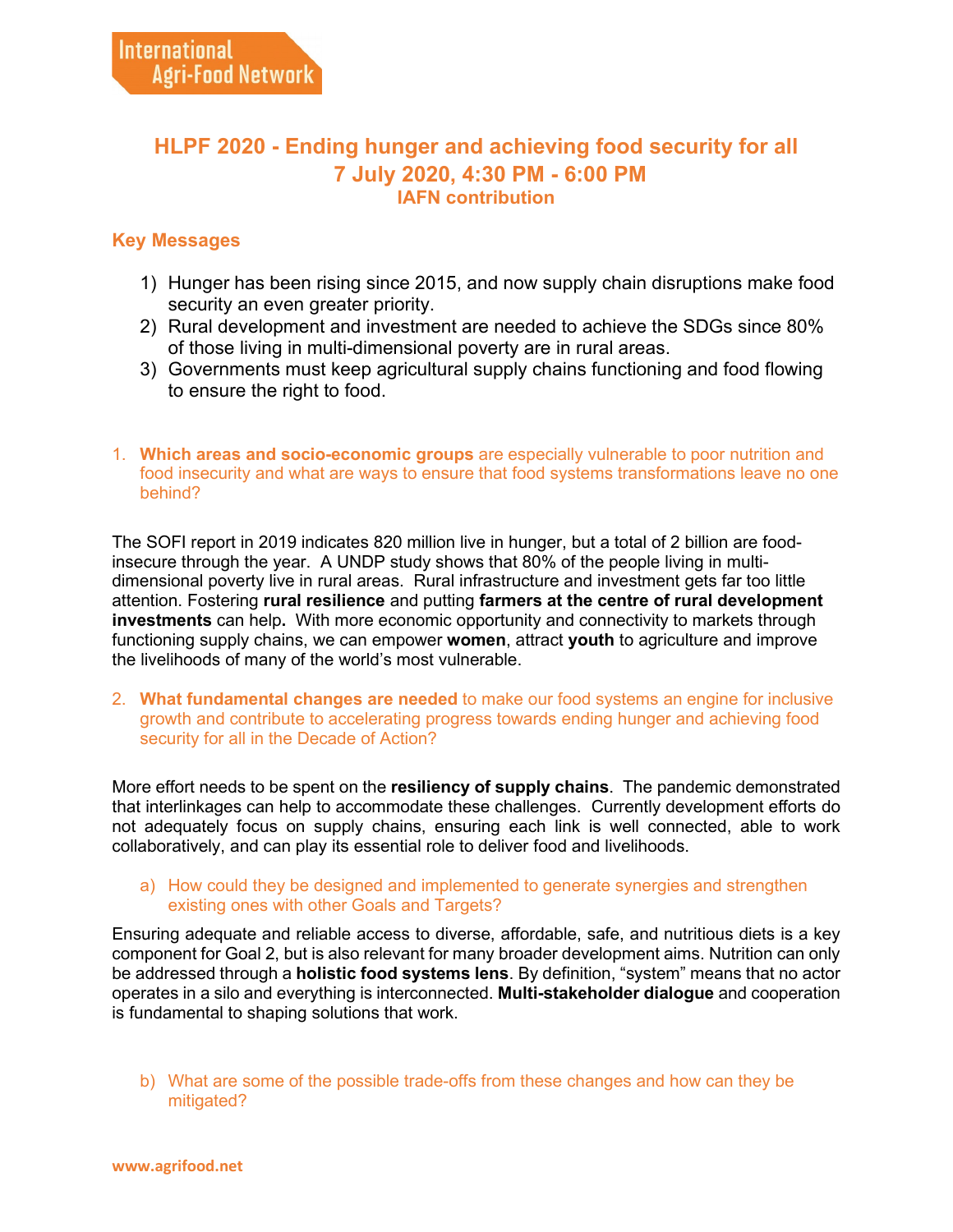International Agri-Food Network

# HLPF 2020 - Ending hunger and achieving food security for all
## 7 July 2020, 4:30 PM - 6:00 PM
### IAFN contribution

### Key Messages

1) Hunger has been rising since 2015, and now supply chain disruptions make food security an even greater priority.
2) Rural development and investment are needed to achieve the SDGs since 80% of those living in multi-dimensional poverty are in rural areas.
3) Governments must keep agricultural supply chains functioning and food flowing to ensure the right to food.

1. **Which areas and socio-economic groups** are especially vulnerable to poor nutrition and food insecurity and what are ways to ensure that food systems transformations leave no one behind?

The SOFI report in 2019 indicates 820 million live in hunger, but a total of 2 billion are food-insecure through the year. A UNDP study shows that 80% of the people living in multi-dimensional poverty live in rural areas. Rural infrastructure and investment gets far too little attention. Fostering **rural resilience** and putting **farmers at the centre of rural development investments** can help**.** With more economic opportunity and connectivity to markets through functioning supply chains, we can empower **women**, attract **youth** to agriculture and improve the livelihoods of many of the world's most vulnerable.

2. **What fundamental changes are needed** to make our food systems an engine for inclusive growth and contribute to accelerating progress towards ending hunger and achieving food security for all in the Decade of Action?

More effort needs to be spent on the **resiliency of supply chains**. The pandemic demonstrated that interlinkages can help to accommodate these challenges. Currently development efforts do not adequately focus on supply chains, ensuring each link is well connected, able to work collaboratively, and can play its essential role to deliver food and livelihoods.

a) How could they be designed and implemented to generate synergies and strengthen existing ones with other Goals and Targets?

Ensuring adequate and reliable access to diverse, affordable, safe, and nutritious diets is a key component for Goal 2, but is also relevant for many broader development aims. Nutrition can only be addressed through a **holistic food systems lens**. By definition, "system" means that no actor operates in a silo and everything is interconnected. **Multi-stakeholder dialogue** and cooperation is fundamental to shaping solutions that work.

b) What are some of the possible trade-offs from these changes and how can they be mitigated?

www.agrifood.net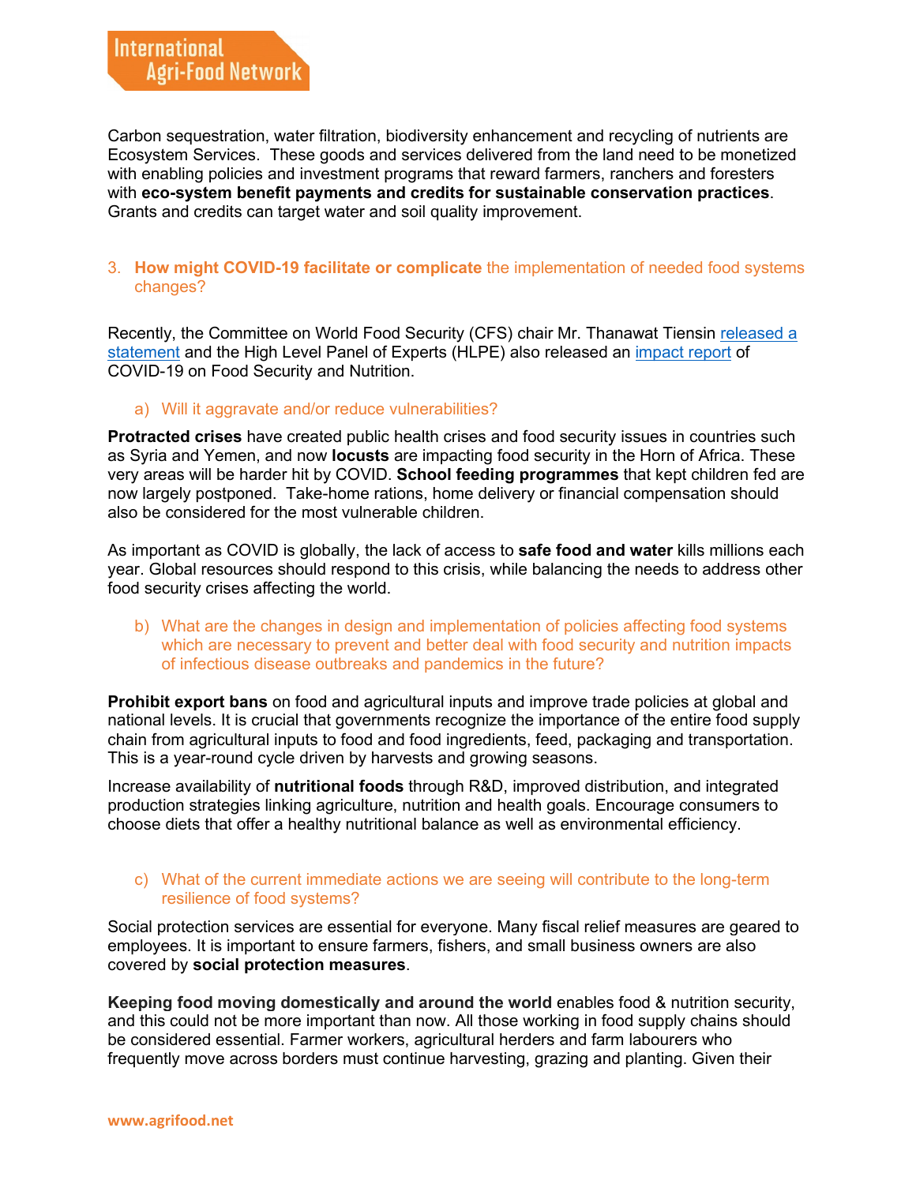Carbon sequestration, water filtration, biodiversity enhancement and recycling of nutrients are Ecosystem Services. These goods and services delivered from the land need to be monetized with enabling policies and investment programs that reward farmers, ranchers and foresters with **eco-system benefit payments and credits for sustainable conservation practices**. Grants and credits can target water and soil quality improvement.

3. **How might COVID-19 facilitate or complicate** the implementation of needed food systems changes?

Recently, the Committee on World Food Security (CFS) chair Mr. Thanawat Tiensin [released a statement]() and the High Level Panel of Experts (HLPE) also released an [impact report]() of COVID-19 on Food Security and Nutrition.

a) Will it aggravate and/or reduce vulnerabilities?

**Protracted crises** have created public health crises and food security issues in countries such as Syria and Yemen, and now **locusts** are impacting food security in the Horn of Africa. These very areas will be harder hit by COVID. **School feeding programmes** that kept children fed are now largely postponed. Take-home rations, home delivery or financial compensation should also be considered for the most vulnerable children.

As important as COVID is globally, the lack of access to **safe food and water** kills millions each year. Global resources should respond to this crisis, while balancing the needs to address other food security crises affecting the world.

b) What are the changes in design and implementation of policies affecting food systems which are necessary to prevent and better deal with food security and nutrition impacts of infectious disease outbreaks and pandemics in the future?

**Prohibit export bans** on food and agricultural inputs and improve trade policies at global and national levels. It is crucial that governments recognize the importance of the entire food supply chain from agricultural inputs to food and food ingredients, feed, packaging and transportation. This is a year-round cycle driven by harvests and growing seasons.

Increase availability of **nutritional foods** through R&D, improved distribution, and integrated production strategies linking agriculture, nutrition and health goals. Encourage consumers to choose diets that offer a healthy nutritional balance as well as environmental efficiency.

c) What of the current immediate actions we are seeing will contribute to the long-term resilience of food systems?

Social protection services are essential for everyone. Many fiscal relief measures are geared to employees. It is important to ensure farmers, fishers, and small business owners are also covered by **social protection measures**.

**Keeping food moving domestically and around the world** enables food & nutrition security, and this could not be more important than now. All those working in food supply chains should be considered essential. Farmer workers, agricultural herders and farm labourers who frequently move across borders must continue harvesting, grazing and planting. Given their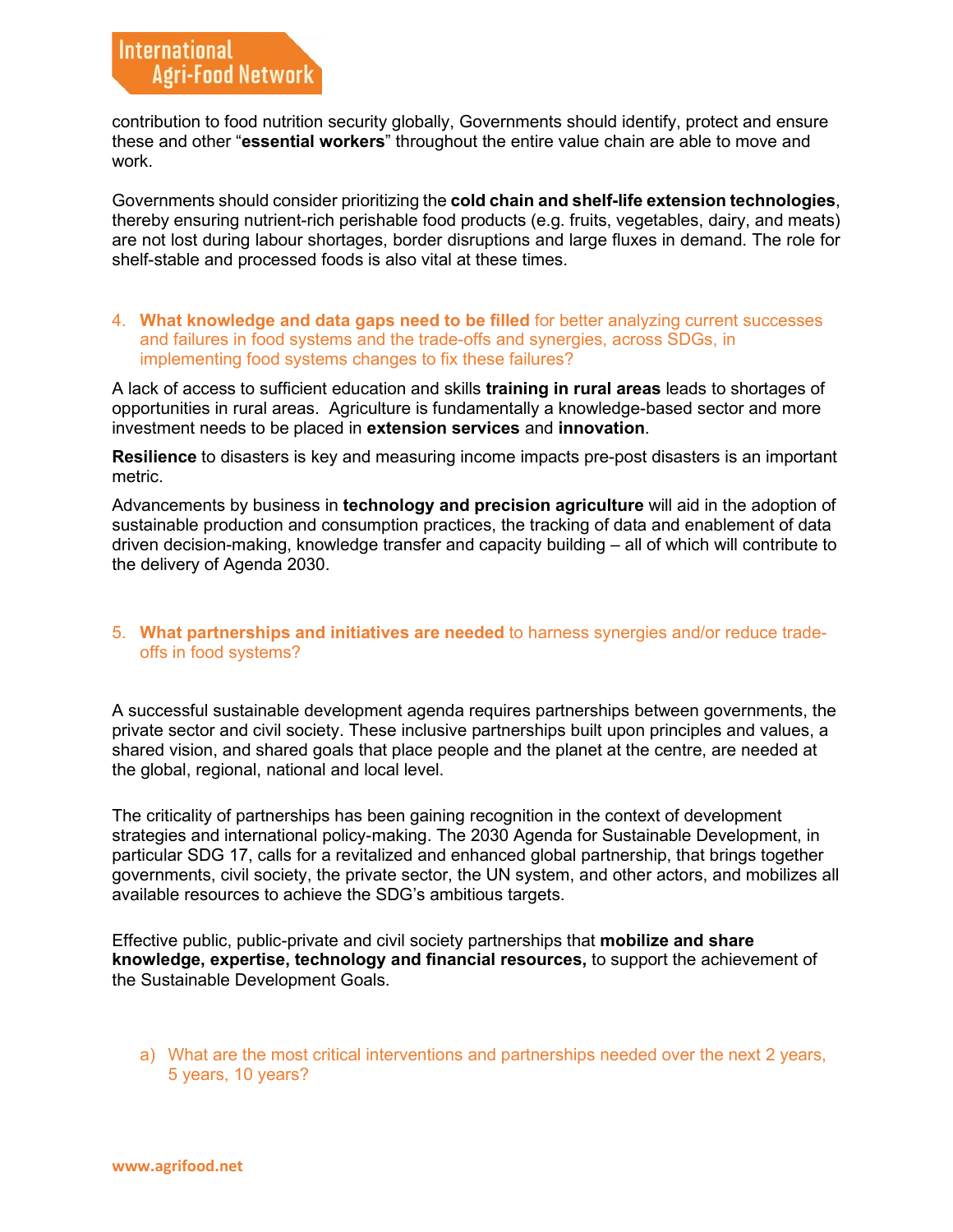contribution to food nutrition security globally, Governments should identify, protect and ensure these and other "**essential workers**" throughout the entire value chain are able to move and work.

Governments should consider prioritizing the **cold chain and shelf-life extension technologies**, thereby ensuring nutrient-rich perishable food products (e.g. fruits, vegetables, dairy, and meats) are not lost during labour shortages, border disruptions and large fluxes in demand. The role for shelf-stable and processed foods is also vital at these times.

4. **What knowledge and data gaps need to be filled** for better analyzing current successes and failures in food systems and the trade-offs and synergies, across SDGs, in implementing food systems changes to fix these failures?

A lack of access to sufficient education and skills **training in rural areas** leads to shortages of opportunities in rural areas. Agriculture is fundamentally a knowledge-based sector and more investment needs to be placed in **extension services** and **innovation**.

**Resilience** to disasters is key and measuring income impacts pre-post disasters is an important metric.

Advancements by business in **technology and precision agriculture** will aid in the adoption of sustainable production and consumption practices, the tracking of data and enablement of data driven decision-making, knowledge transfer and capacity building – all of which will contribute to the delivery of Agenda 2030.

5. **What partnerships and initiatives are needed** to harness synergies and/or reduce trade-offs in food systems?

A successful sustainable development agenda requires partnerships between governments, the private sector and civil society. These inclusive partnerships built upon principles and values, a shared vision, and shared goals that place people and the planet at the centre, are needed at the global, regional, national and local level.

The criticality of partnerships has been gaining recognition in the context of development strategies and international policy-making. The 2030 Agenda for Sustainable Development, in particular SDG 17, calls for a revitalized and enhanced global partnership, that brings together governments, civil society, the private sector, the UN system, and other actors, and mobilizes all available resources to achieve the SDG's ambitious targets.

Effective public, public-private and civil society partnerships that **mobilize and share knowledge, expertise, technology and financial resources,** to support the achievement of the Sustainable Development Goals.

a) What are the most critical interventions and partnerships needed over the next 2 years, 5 years, 10 years?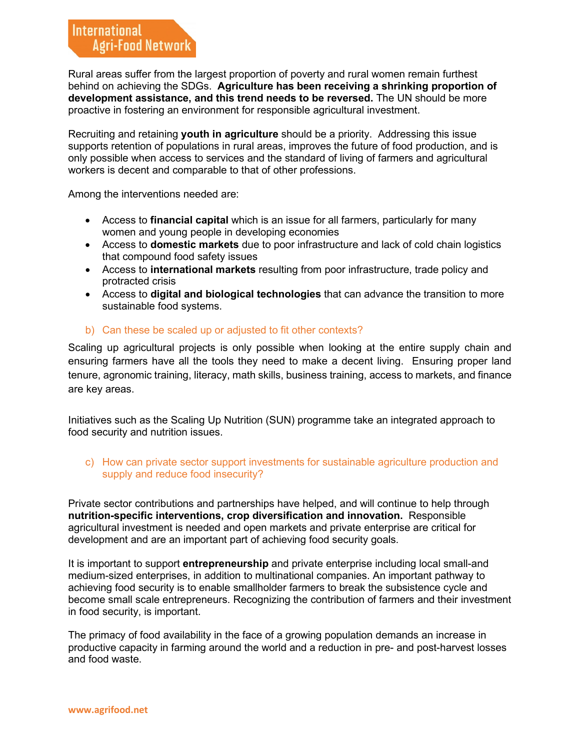Rural areas suffer from the largest proportion of poverty and rural women remain furthest behind on achieving the SDGs. **Agriculture has been receiving a shrinking proportion of development assistance, and this trend needs to be reversed.** The UN should be more proactive in fostering an environment for responsible agricultural investment.

Recruiting and retaining **youth in agriculture** should be a priority. Addressing this issue supports retention of populations in rural areas, improves the future of food production, and is only possible when access to services and the standard of living of farmers and agricultural workers is decent and comparable to that of other professions.

Among the interventions needed are:

- Access to **financial capital** which is an issue for all farmers, particularly for many women and young people in developing economies
- Access to **domestic markets** due to poor infrastructure and lack of cold chain logistics that compound food safety issues
- Access to **international markets** resulting from poor infrastructure, trade policy and protracted crisis
- Access to **digital and biological technologies** that can advance the transition to more sustainable food systems.

b) Can these be scaled up or adjusted to fit other contexts?

Scaling up agricultural projects is only possible when looking at the entire supply chain and ensuring farmers have all the tools they need to make a decent living. Ensuring proper land tenure, agronomic training, literacy, math skills, business training, access to markets, and finance are key areas.

Initiatives such as the Scaling Up Nutrition (SUN) programme take an integrated approach to food security and nutrition issues.

c) How can private sector support investments for sustainable agriculture production and supply and reduce food insecurity?

Private sector contributions and partnerships have helped, and will continue to help through **nutrition-specific interventions, crop diversification and innovation.** Responsible agricultural investment is needed and open markets and private enterprise are critical for development and are an important part of achieving food security goals.

It is important to support **entrepreneurship** and private enterprise including local small-and medium-sized enterprises, in addition to multinational companies. An important pathway to achieving food security is to enable smallholder farmers to break the subsistence cycle and become small scale entrepreneurs. Recognizing the contribution of farmers and their investment in food security, is important.

The primacy of food availability in the face of a growing population demands an increase in productive capacity in farming around the world and a reduction in pre- and post-harvest losses and food waste.